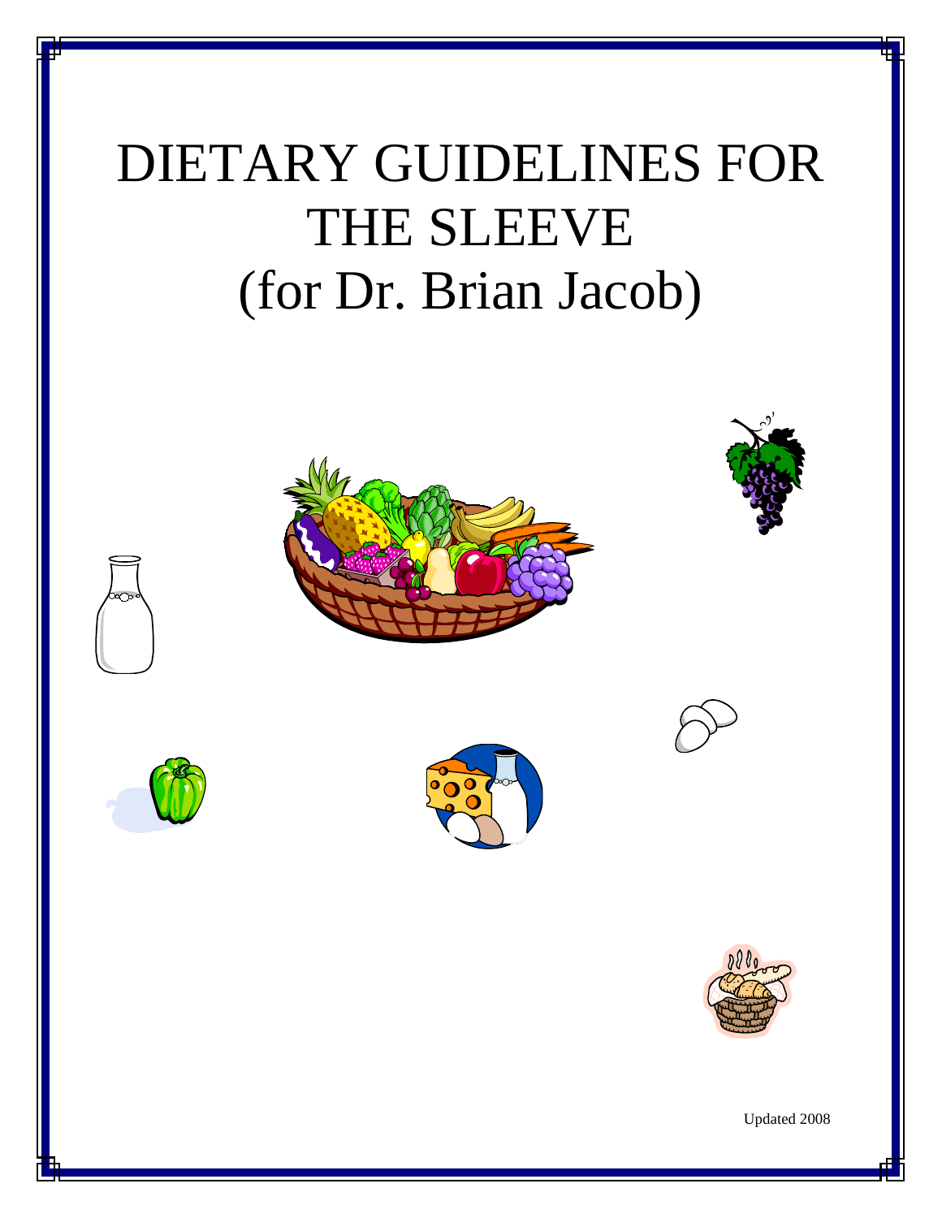# DIETARY GUIDELINES FOR THE SLEEVE (for Dr. Brian Jacob)

Updated 2008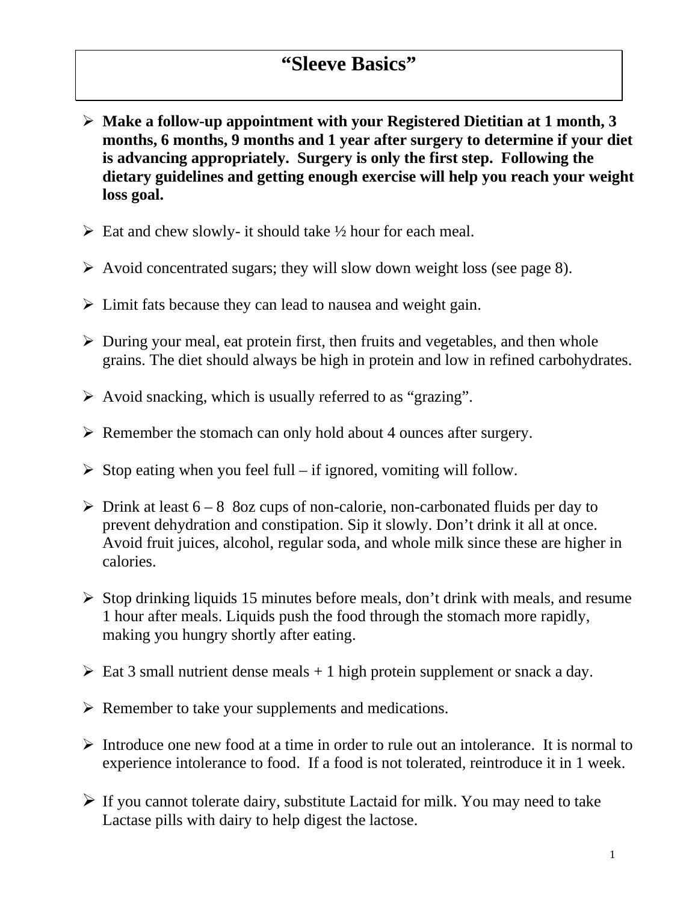# "Sleeve Basics"

- **Make a follow-up appointment with your Registered Dietitian at 1 month, 3 months, 6 months, 9 months and 1 year after surgery to determine if your diet is advancing appropriately. Surgery is only the first step. Following the dietary guidelines and getting enough exercise will help you reach your weight loss goal.**

- Eat and chew slowly- it should take ½ hour for each meal.

- Avoid concentrated sugars; they will slow down weight loss (see page 8).

- Limit fats because they can lead to nausea and weight gain.

- During your meal, eat protein first, then fruits and vegetables, and then whole grains. The diet should always be high in protein and low in refined carbohydrates.

- Avoid snacking, which is usually referred to as "grazing".

- Remember the stomach can only hold about 4 ounces after surgery.

- Stop eating when you feel full – if ignored, vomiting will follow.

- Drink at least 6 – 8 8oz cups of non-calorie, non-carbonated fluids per day to prevent dehydration and constipation. Sip it slowly. Don't drink it all at once. Avoid fruit juices, alcohol, regular soda, and whole milk since these are higher in calories.

- Stop drinking liquids 15 minutes before meals, don't drink with meals, and resume 1 hour after meals. Liquids push the food through the stomach more rapidly, making you hungry shortly after eating.

- Eat 3 small nutrient dense meals + 1 high protein supplement or snack a day.

- Remember to take your supplements and medications.

- Introduce one new food at a time in order to rule out an intolerance. It is normal to experience intolerance to food. If a food is not tolerated, reintroduce it in 1 week.

- If you cannot tolerate dairy, substitute Lactaid for milk. You may need to take Lactase pills with dairy to help digest the lactose.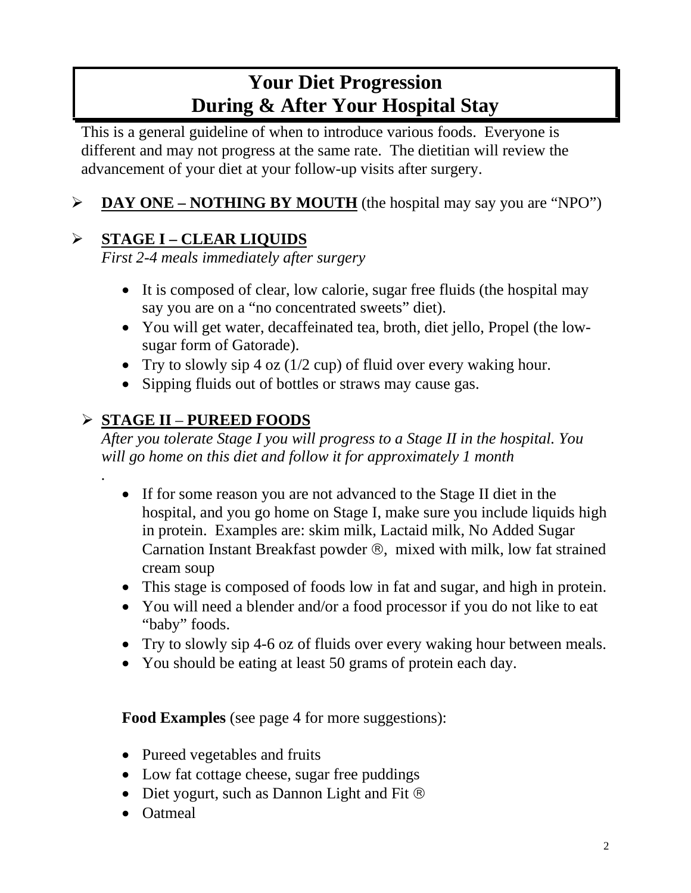# Your Diet Progression During & After Your Hospital Stay

This is a general guideline of when to introduce various foods. Everyone is different and may not progress at the same rate. The dietitian will review the advancement of your diet at your follow-up visits after surgery.

- **DAY ONE – NOTHING BY MOUTH** (the hospital may say you are "NPO")

- **STAGE I – CLEAR LIQUIDS**
  *First 2-4 meals immediately after surgery*

  - It is composed of clear, low calorie, sugar free fluids (the hospital may say you are on a "no concentrated sweets" diet).
  - You will get water, decaffeinated tea, broth, diet jello, Propel (the low-sugar form of Gatorade).
  - Try to slowly sip 4 oz (1/2 cup) of fluid over every waking hour.
  - Sipping fluids out of bottles or straws may cause gas.

- **STAGE II – PUREED FOODS**
  *After you tolerate Stage I you will progress to a Stage II in the hospital. You will go home on this diet and follow it for approximately 1 month*

  - If for some reason you are not advanced to the Stage II diet in the hospital, and you go home on Stage I, make sure you include liquids high in protein. Examples are: skim milk, Lactaid milk, No Added Sugar Carnation Instant Breakfast powder ®, mixed with milk, low fat strained cream soup
  - This stage is composed of foods low in fat and sugar, and high in protein.
  - You will need a blender and/or a food processor if you do not like to eat "baby" foods.
  - Try to slowly sip 4-6 oz of fluids over every waking hour between meals.
  - You should be eating at least 50 grams of protein each day.

  **Food Examples** (see page 4 for more suggestions):

  - Pureed vegetables and fruits
  - Low fat cottage cheese, sugar free puddings
  - Diet yogurt, such as Dannon Light and Fit ®
  - Oatmeal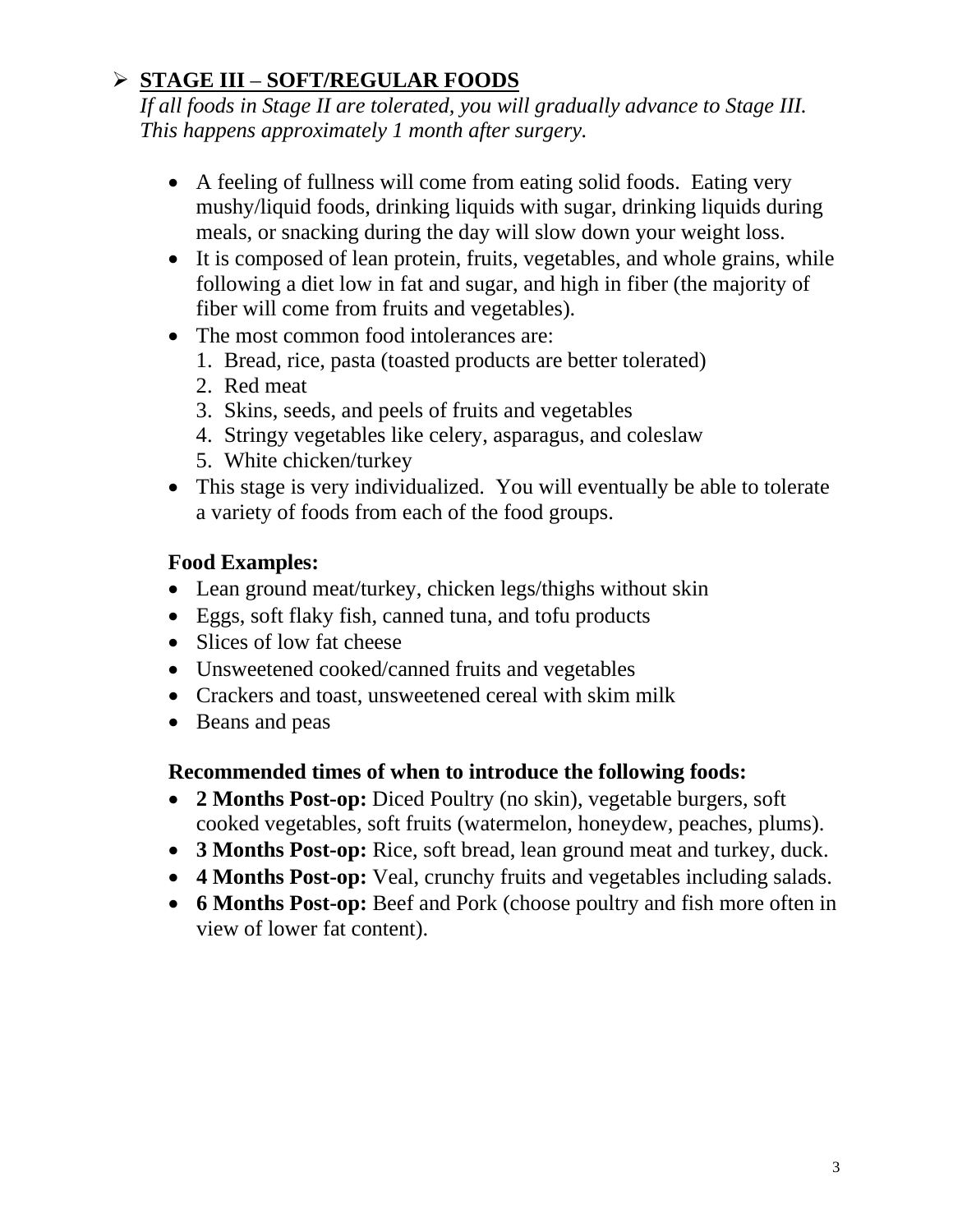## ➢ <u>STAGE III – SOFT/REGULAR FOODS</u>

*If all foods in Stage II are tolerated, you will gradually advance to Stage III. This happens approximately 1 month after surgery.*

- A feeling of fullness will come from eating solid foods. Eating very mushy/liquid foods, drinking liquids with sugar, drinking liquids during meals, or snacking during the day will slow down your weight loss.
- It is composed of lean protein, fruits, vegetables, and whole grains, while following a diet low in fat and sugar, and high in fiber (the majority of fiber will come from fruits and vegetables).
- The most common food intolerances are:
  1. Bread, rice, pasta (toasted products are better tolerated)
  2. Red meat
  3. Skins, seeds, and peels of fruits and vegetables
  4. Stringy vegetables like celery, asparagus, and coleslaw
  5. White chicken/turkey
- This stage is very individualized. You will eventually be able to tolerate a variety of foods from each of the food groups.

**Food Examples:**

- Lean ground meat/turkey, chicken legs/thighs without skin
- Eggs, soft flaky fish, canned tuna, and tofu products
- Slices of low fat cheese
- Unsweetened cooked/canned fruits and vegetables
- Crackers and toast, unsweetened cereal with skim milk
- Beans and peas

**Recommended times of when to introduce the following foods:**

- **2 Months Post-op:** Diced Poultry (no skin), vegetable burgers, soft cooked vegetables, soft fruits (watermelon, honeydew, peaches, plums).
- **3 Months Post-op:** Rice, soft bread, lean ground meat and turkey, duck.
- **4 Months Post-op:** Veal, crunchy fruits and vegetables including salads.
- **6 Months Post-op:** Beef and Pork (choose poultry and fish more often in view of lower fat content).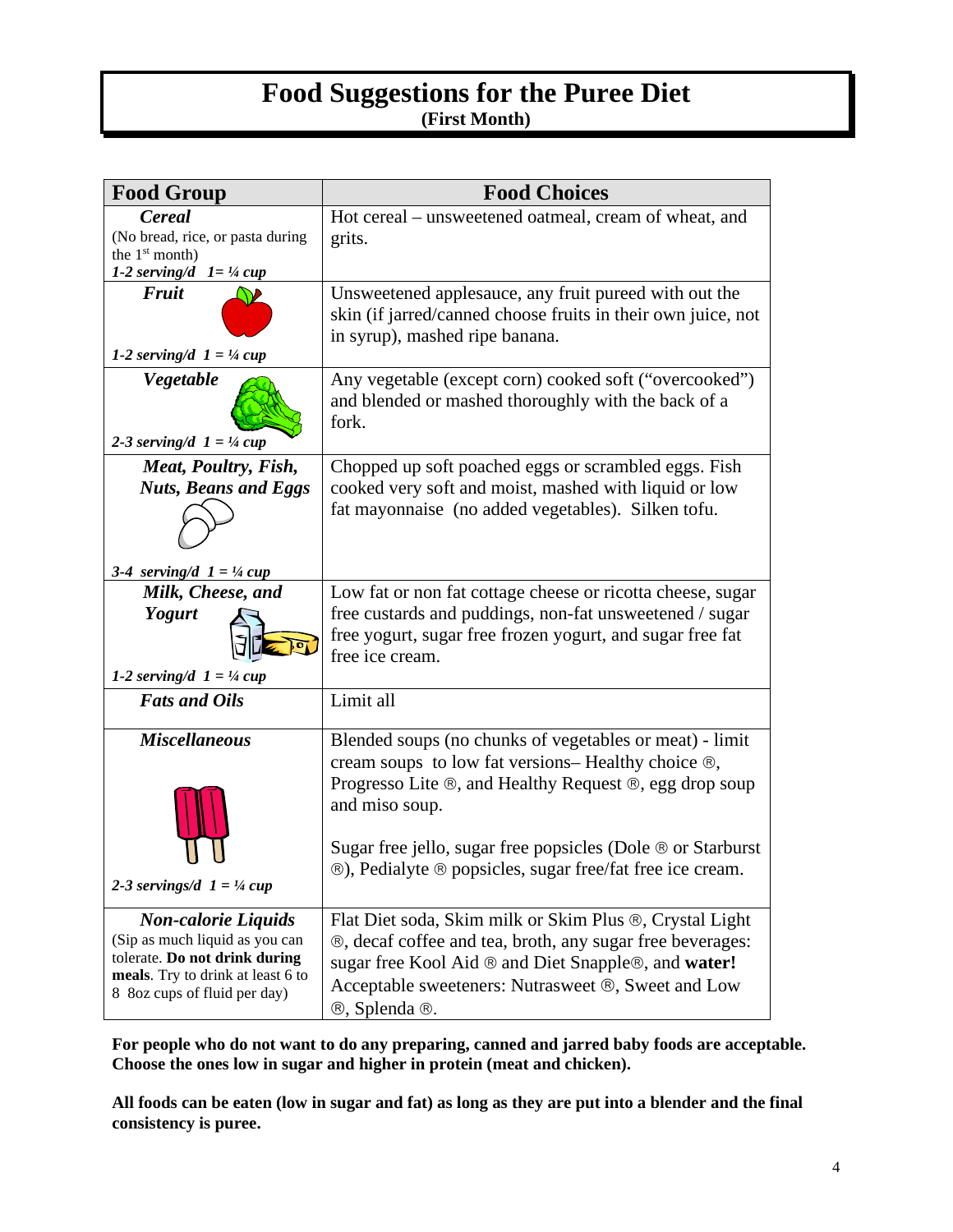# Food Suggestions for the Puree Diet

**(First Month)**

| Food Group | Food Choices |
|---|---|
| ***Cereal*** (No bread, rice, or pasta during the 1st month) ***1-2 serving/d 1= ¼ cup*** | Hot cereal – unsweetened oatmeal, cream of wheat, and grits. |
| ***Fruit*** ***1-2 serving/d 1 = ¼ cup*** | Unsweetened applesauce, any fruit pureed with out the skin (if jarred/canned choose fruits in their own juice, not in syrup), mashed ripe banana. |
| ***Vegetable*** ***2-3 serving/d 1 = ¼ cup*** | Any vegetable (except corn) cooked soft ("overcooked") and blended or mashed thoroughly with the back of a fork. |
| ***Meat, Poultry, Fish, Nuts, Beans and Eggs*** ***3-4 serving/d 1 = ¼ cup*** | Chopped up soft poached eggs or scrambled eggs. Fish cooked very soft and moist, mashed with liquid or low fat mayonnaise (no added vegetables). Silken tofu. |
| ***Milk, Cheese, and Yogurt*** ***1-2 serving/d 1 = ¼ cup*** | Low fat or non fat cottage cheese or ricotta cheese, sugar free custards and puddings, non-fat unsweetened / sugar free yogurt, sugar free frozen yogurt, and sugar free fat free ice cream. |
| ***Fats and Oils*** | Limit all |
| ***Miscellaneous*** ***2-3 servings/d 1 = ¼ cup*** | Blended soups (no chunks of vegetables or meat) - limit cream soups to low fat versions– Healthy choice ®, Progresso Lite ®, and Healthy Request ®, egg drop soup and miso soup. Sugar free jello, sugar free popsicles (Dole ® or Starburst ®), Pedialyte ® popsicles, sugar free/fat free ice cream. |
| ***Non-calorie Liquids*** (Sip as much liquid as you can tolerate. **Do not drink during meals**. Try to drink at least 6 to 8 8oz cups of fluid per day) | Flat Diet soda, Skim milk or Skim Plus ®, Crystal Light ®, decaf coffee and tea, broth, any sugar free beverages: sugar free Kool Aid ® and Diet Snapple®, and **water!** Acceptable sweeteners: Nutrasweet ®, Sweet and Low ®, Splenda ®. |

**For people who do not want to do any preparing, canned and jarred baby foods are acceptable. Choose the ones low in sugar and higher in protein (meat and chicken).**

**All foods can be eaten (low in sugar and fat) as long as they are put into a blender and the final consistency is puree.**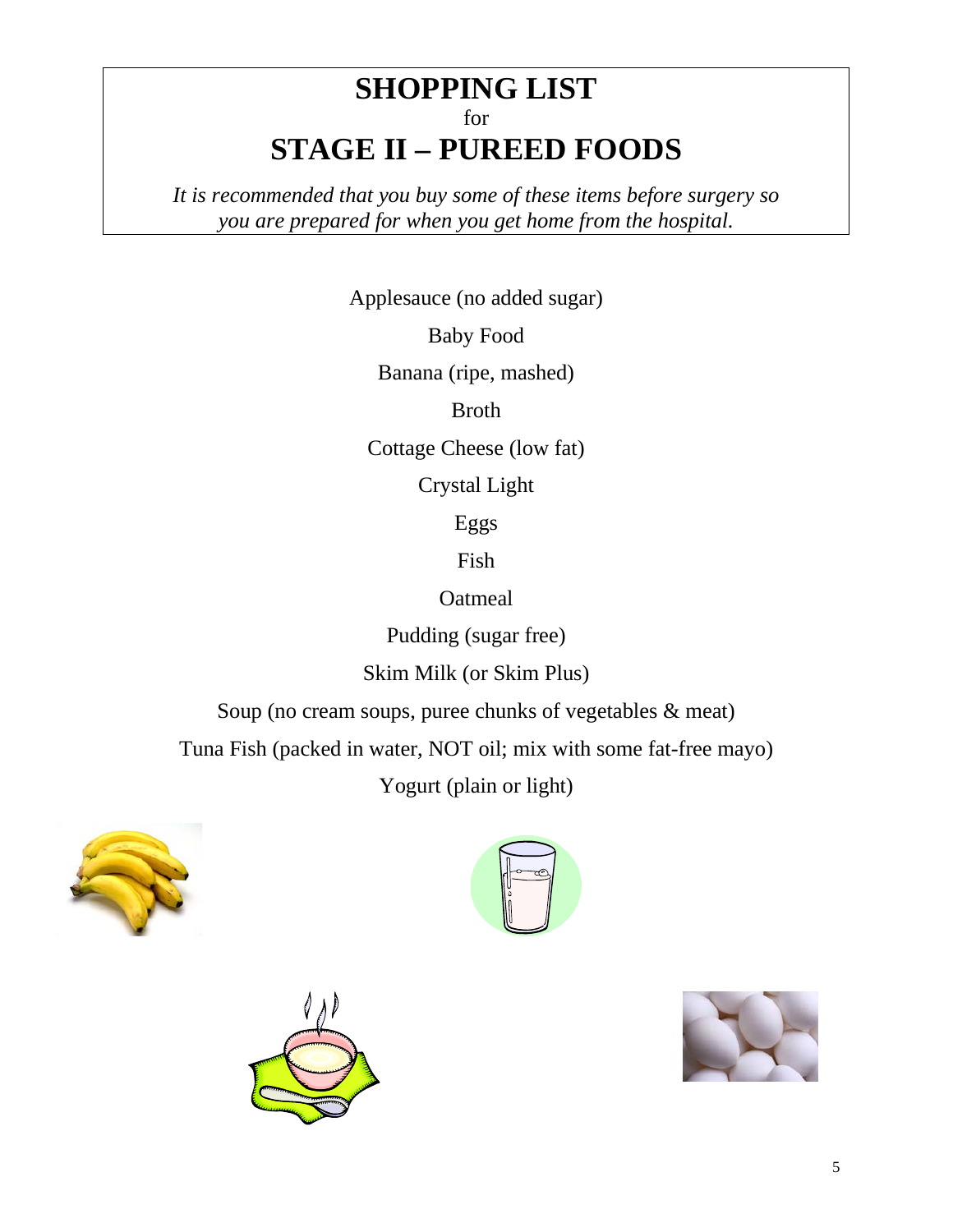# SHOPPING LIST

for

# STAGE II – PUREED FOODS

*It is recommended that you buy some of these items before surgery so you are prepared for when you get home from the hospital.*

Applesauce (no added sugar)

Baby Food

Banana (ripe, mashed)

Broth

Cottage Cheese (low fat)

Crystal Light

Eggs

Fish

Oatmeal

Pudding (sugar free)

Skim Milk (or Skim Plus)

Soup (no cream soups, puree chunks of vegetables & meat)

Tuna Fish (packed in water, NOT oil; mix with some fat-free mayo)

Yogurt (plain or light)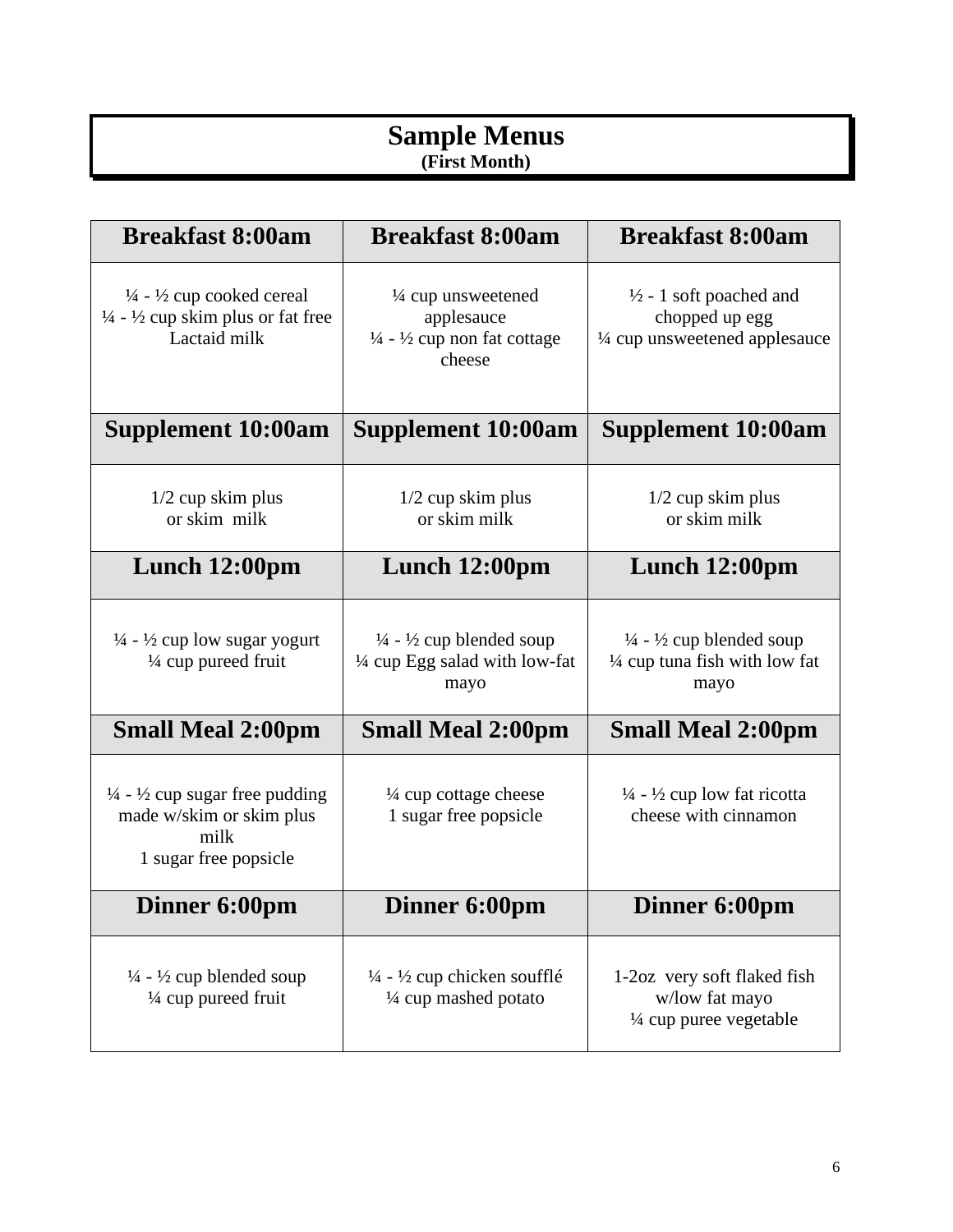# Sample Menus

**(First Month)**

| Breakfast 8:00am | Breakfast 8:00am | Breakfast 8:00am |
| --- | --- | --- |
| ¼ - ½ cup cooked cereal<br>¼ - ½ cup skim plus or fat free Lactaid milk | ¼ cup unsweetened applesauce<br>¼ - ½ cup non fat cottage cheese | ½ - 1 soft poached and chopped up egg<br>¼ cup unsweetened applesauce |
| **Supplement 10:00am** | **Supplement 10:00am** | **Supplement 10:00am** |
| 1/2 cup skim plus<br>or skim milk | 1/2 cup skim plus<br>or skim milk | 1/2 cup skim plus<br>or skim milk |
| **Lunch 12:00pm** | **Lunch 12:00pm** | **Lunch 12:00pm** |
| ¼ - ½ cup low sugar yogurt<br>¼ cup pureed fruit | ¼ - ½ cup blended soup<br>¼ cup Egg salad with low-fat mayo | ¼ - ½ cup blended soup<br>¼ cup tuna fish with low fat mayo |
| **Small Meal 2:00pm** | **Small Meal 2:00pm** | **Small Meal 2:00pm** |
| ¼ - ½ cup sugar free pudding made w/skim or skim plus milk<br>1 sugar free popsicle | ¼ cup cottage cheese<br>1 sugar free popsicle | ¼ - ½ cup low fat ricotta cheese with cinnamon |
| **Dinner 6:00pm** | **Dinner 6:00pm** | **Dinner 6:00pm** |
| ¼ - ½ cup blended soup<br>¼ cup pureed fruit | ¼ - ½ cup chicken soufflé<br>¼ cup mashed potato | 1-2oz very soft flaked fish w/low fat mayo<br>¼ cup puree vegetable |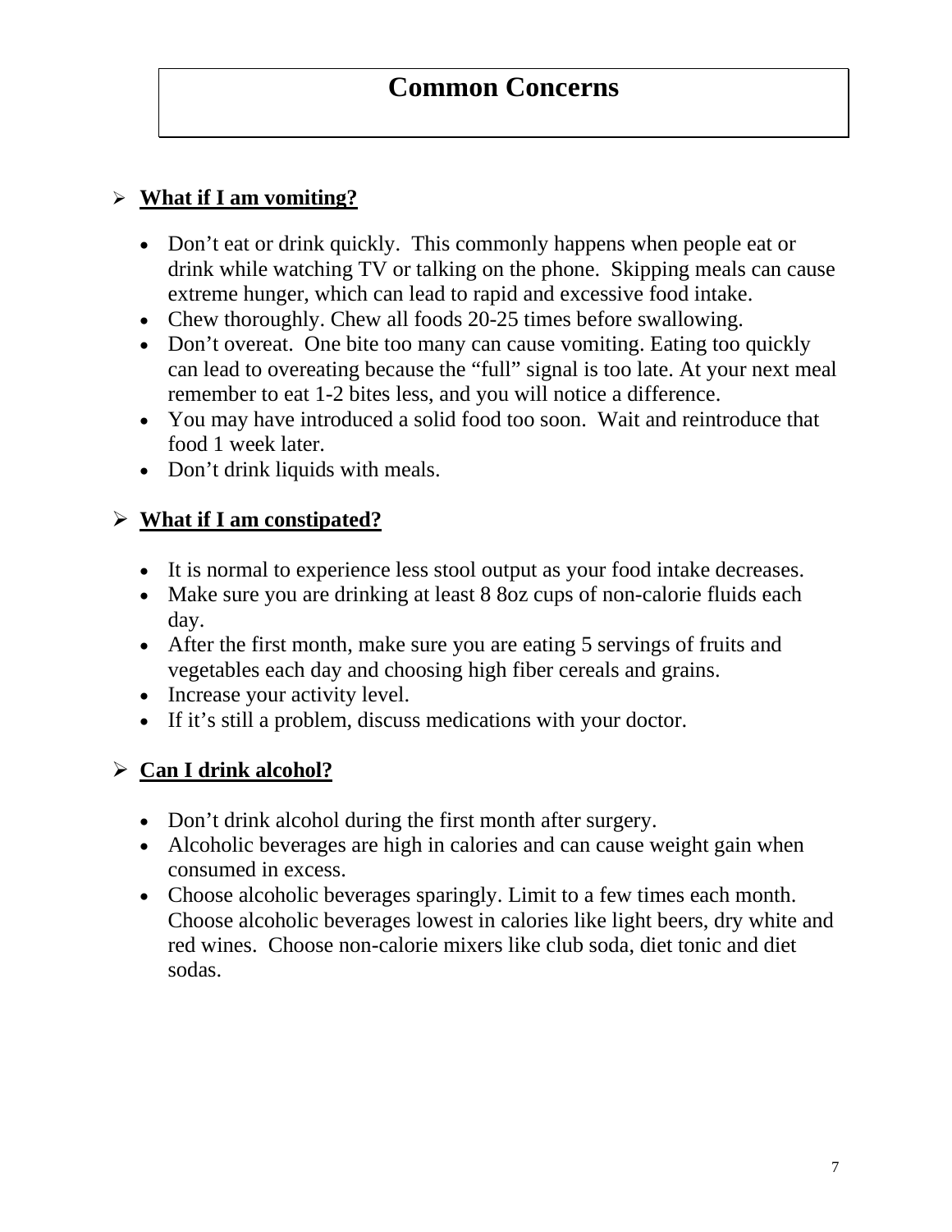# Common Concerns

## What if I am vomiting?

- Don't eat or drink quickly. This commonly happens when people eat or drink while watching TV or talking on the phone. Skipping meals can cause extreme hunger, which can lead to rapid and excessive food intake.
- Chew thoroughly. Chew all foods 20-25 times before swallowing.
- Don't overeat. One bite too many can cause vomiting. Eating too quickly can lead to overeating because the "full" signal is too late. At your next meal remember to eat 1-2 bites less, and you will notice a difference.
- You may have introduced a solid food too soon. Wait and reintroduce that food 1 week later.
- Don't drink liquids with meals.

## What if I am constipated?

- It is normal to experience less stool output as your food intake decreases.
- Make sure you are drinking at least 8 8oz cups of non-calorie fluids each day.
- After the first month, make sure you are eating 5 servings of fruits and vegetables each day and choosing high fiber cereals and grains.
- Increase your activity level.
- If it's still a problem, discuss medications with your doctor.

## Can I drink alcohol?

- Don't drink alcohol during the first month after surgery.
- Alcoholic beverages are high in calories and can cause weight gain when consumed in excess.
- Choose alcoholic beverages sparingly. Limit to a few times each month. Choose alcoholic beverages lowest in calories like light beers, dry white and red wines. Choose non-calorie mixers like club soda, diet tonic and diet sodas.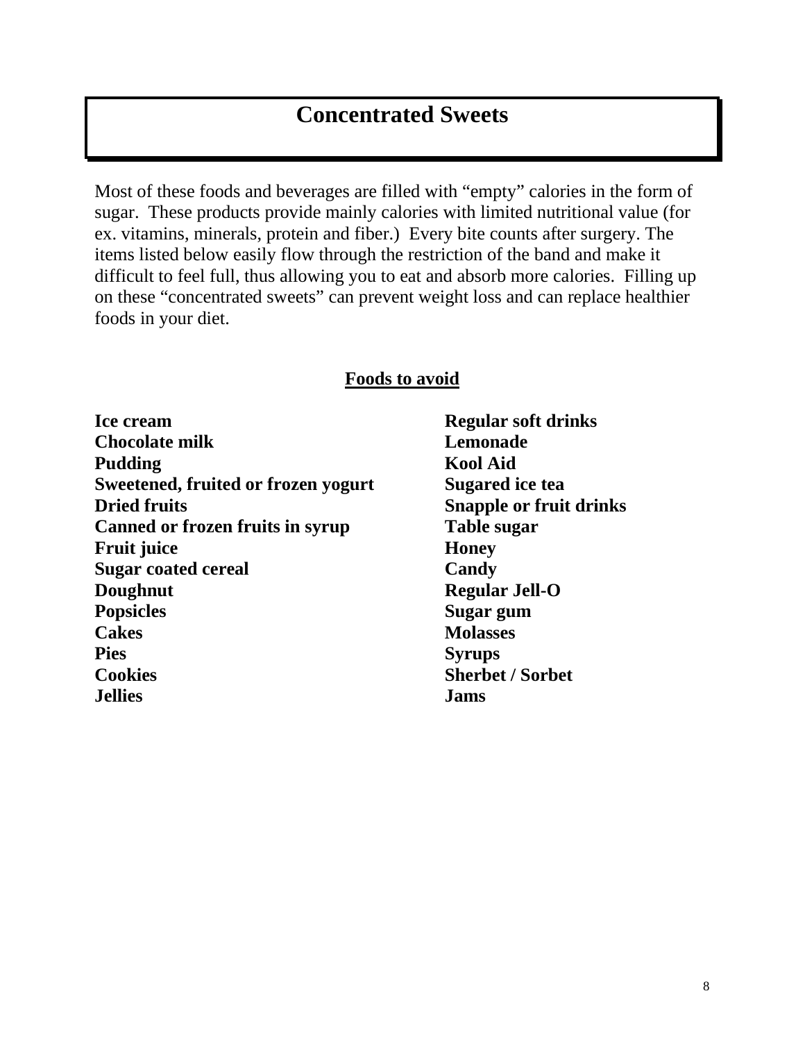# Concentrated Sweets

Most of these foods and beverages are filled with "empty" calories in the form of sugar. These products provide mainly calories with limited nutritional value (for ex. vitamins, minerals, protein and fiber.) Every bite counts after surgery. The items listed below easily flow through the restriction of the band and make it difficult to feel full, thus allowing you to eat and absorb more calories. Filling up on these "concentrated sweets" can prevent weight loss and can replace healthier foods in your diet.

## Foods to avoid

- **Ice cream**
- **Chocolate milk**
- **Pudding**
- **Sweetened, fruited or frozen yogurt**
- **Dried fruits**
- **Canned or frozen fruits in syrup**
- **Fruit juice**
- **Sugar coated cereal**
- **Doughnut**
- **Popsicles**
- **Cakes**
- **Pies**
- **Cookies**
- **Jellies**
- **Regular soft drinks**
- **Lemonade**
- **Kool Aid**
- **Sugared ice tea**
- **Snapple or fruit drinks**
- **Table sugar**
- **Honey**
- **Candy**
- **Regular Jell-O**
- **Sugar gum**
- **Molasses**
- **Syrups**
- **Sherbet / Sorbet**
- **Jams**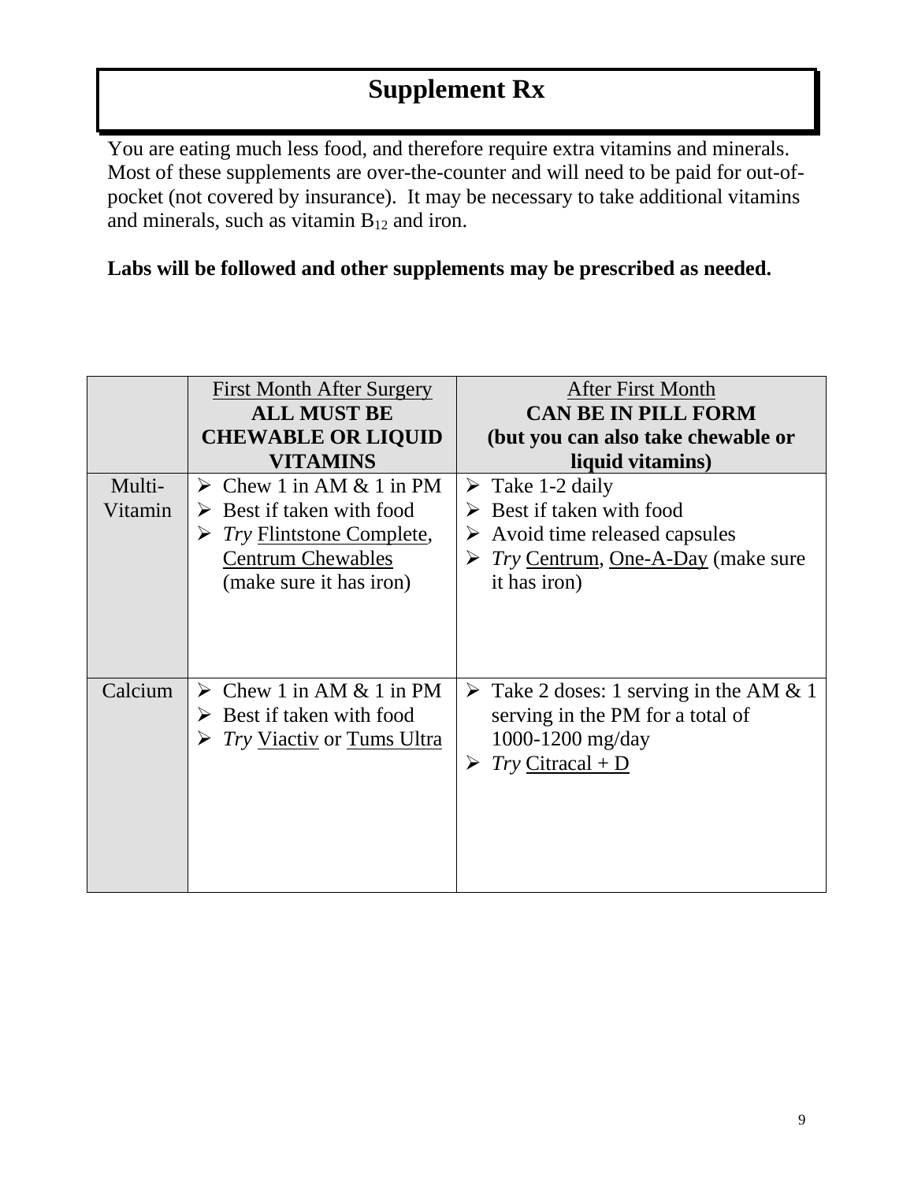# Supplement Rx

You are eating much less food, and therefore require extra vitamins and minerals. Most of these supplements are over-the-counter and will need to be paid for out-of-pocket (not covered by insurance). It may be necessary to take additional vitamins and minerals, such as vitamin $B_{12}$ and iron.

**Labs will be followed and other supplements may be prescribed as needed.**

| | First Month After Surgery **ALL MUST BE CHEWABLE OR LIQUID VITAMINS** | After First Month **CAN BE IN PILL FORM (but you can also take chewable or liquid vitamins)** |
|---|---|---|
| Multi-Vitamin | ➢ Chew 1 in AM & 1 in PM<br>➢ Best if taken with food<br>➢ *Try* Flintstone Complete, Centrum Chewables (make sure it has iron) | ➢ Take 1-2 daily<br>➢ Best if taken with food<br>➢ Avoid time released capsules<br>➢ *Try* Centrum, One-A-Day (make sure it has iron) |
| Calcium | ➢ Chew 1 in AM & 1 in PM<br>➢ Best if taken with food<br>➢ *Try* Viactiv or Tums Ultra | ➢ Take 2 doses: 1 serving in the AM & 1 serving in the PM for a total of 1000-1200 mg/day<br>➢ *Try* Citracal + D |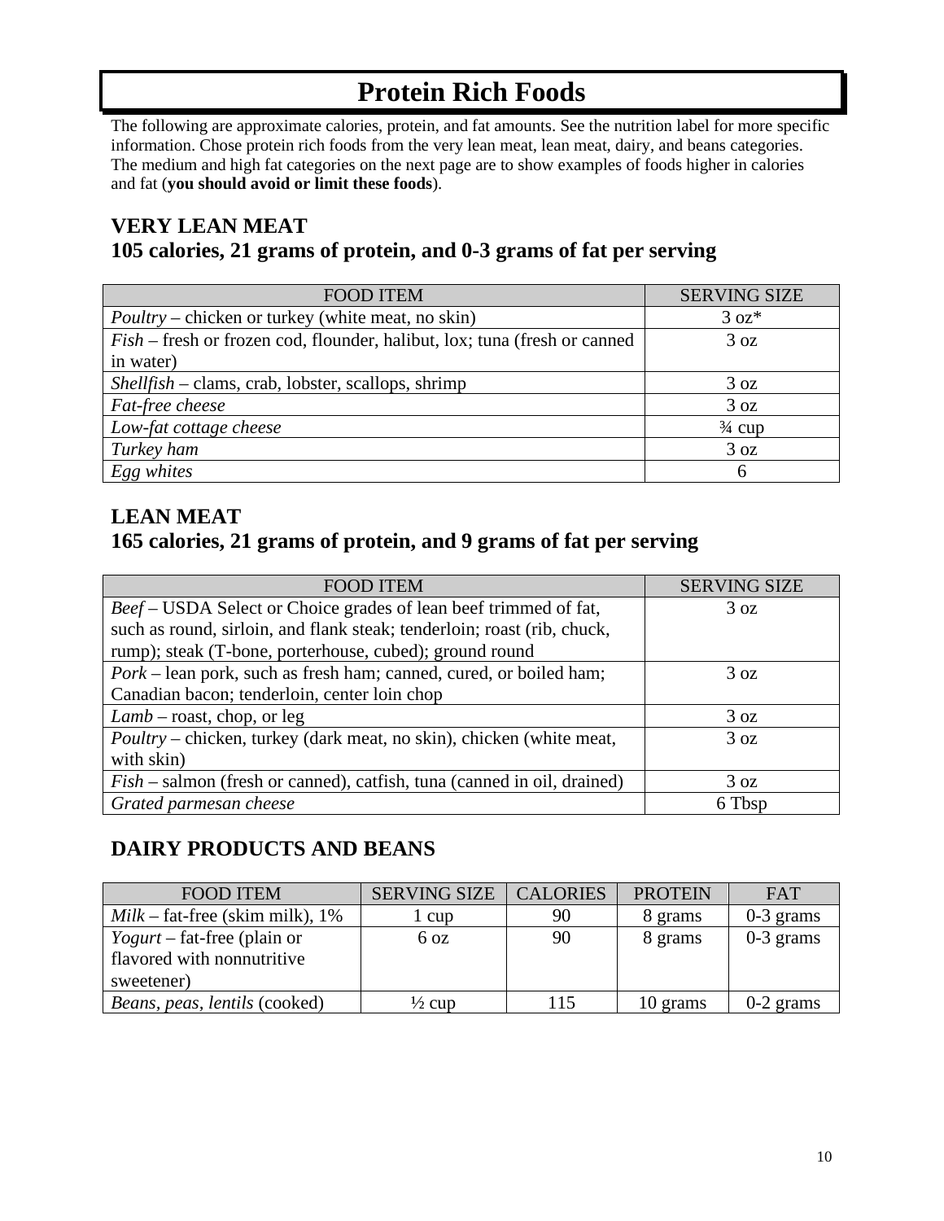# Protein Rich Foods

The following are approximate calories, protein, and fat amounts. See the nutrition label for more specific information. Chose protein rich foods from the very lean meat, lean meat, dairy, and beans categories. The medium and high fat categories on the next page are to show examples of foods higher in calories and fat (**you should avoid or limit these foods**).

## VERY LEAN MEAT
## 105 calories, 21 grams of protein, and 0-3 grams of fat per serving

| FOOD ITEM | SERVING SIZE |
|---|---|
| *Poultry* – chicken or turkey (white meat, no skin) | 3 oz* |
| *Fish* – fresh or frozen cod, flounder, halibut, lox; tuna (fresh or canned in water) | 3 oz |
| *Shellfish* – clams, crab, lobster, scallops, shrimp | 3 oz |
| *Fat-free cheese* | 3 oz |
| *Low-fat cottage cheese* | ¾ cup |
| *Turkey ham* | 3 oz |
| *Egg whites* | 6 |

## LEAN MEAT
## 165 calories, 21 grams of protein, and 9 grams of fat per serving

| FOOD ITEM | SERVING SIZE |
|---|---|
| *Beef* – USDA Select or Choice grades of lean beef trimmed of fat, such as round, sirloin, and flank steak; tenderloin; roast (rib, chuck, rump); steak (T-bone, porterhouse, cubed); ground round | 3 oz |
| *Pork* – lean pork, such as fresh ham; canned, cured, or boiled ham; Canadian bacon; tenderloin, center loin chop | 3 oz |
| *Lamb* – roast, chop, or leg | 3 oz |
| *Poultry* – chicken, turkey (dark meat, no skin), chicken (white meat, with skin) | 3 oz |
| *Fish* – salmon (fresh or canned), catfish, tuna (canned in oil, drained) | 3 oz |
| *Grated parmesan cheese* | 6 Tbsp |

## DAIRY PRODUCTS AND BEANS

| FOOD ITEM | SERVING SIZE | CALORIES | PROTEIN | FAT |
|---|---|---|---|---|
| *Milk* – fat-free (skim milk), 1% | 1 cup | 90 | 8 grams | 0-3 grams |
| *Yogurt* – fat-free (plain or flavored with nonnutritive sweetener) | 6 oz | 90 | 8 grams | 0-3 grams |
| *Beans, peas, lentils* (cooked) | ½ cup | 115 | 10 grams | 0-2 grams |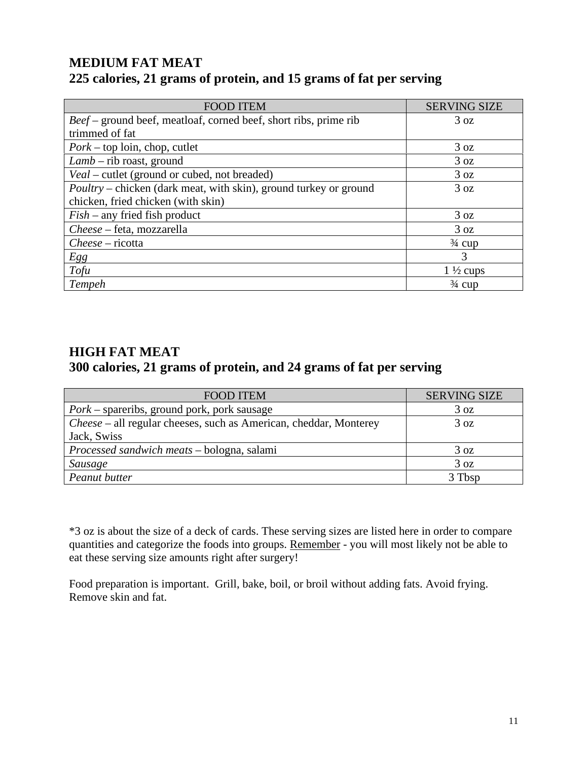## MEDIUM FAT MEAT
## 225 calories, 21 grams of protein, and 15 grams of fat per serving

| FOOD ITEM | SERVING SIZE |
|---|---|
| *Beef* – ground beef, meatloaf, corned beef, short ribs, prime rib trimmed of fat | 3 oz |
| *Pork* – top loin, chop, cutlet | 3 oz |
| *Lamb* – rib roast, ground | 3 oz |
| *Veal* – cutlet (ground or cubed, not breaded) | 3 oz |
| *Poultry* – chicken (dark meat, with skin), ground turkey or ground chicken, fried chicken (with skin) | 3 oz |
| *Fish* – any fried fish product | 3 oz |
| *Cheese* – feta, mozzarella | 3 oz |
| *Cheese* – ricotta | ¾ cup |
| *Egg* | 3 |
| *Tofu* | 1 ½ cups |
| *Tempeh* | ¾ cup |

## HIGH FAT MEAT
## 300 calories, 21 grams of protein, and 24 grams of fat per serving

| FOOD ITEM | SERVING SIZE |
|---|---|
| *Pork* – spareribs, ground pork, pork sausage | 3 oz |
| *Cheese* – all regular cheeses, such as American, cheddar, Monterey Jack, Swiss | 3 oz |
| *Processed sandwich meats* – bologna, salami | 3 oz |
| *Sausage* | 3 oz |
| *Peanut butter* | 3 Tbsp |

*3 oz is about the size of a deck of cards. These serving sizes are listed here in order to compare quantities and categorize the foods into groups. Remember - you will most likely not be able to eat these serving size amounts right after surgery!

Food preparation is important. Grill, bake, boil, or broil without adding fats. Avoid frying. Remove skin and fat.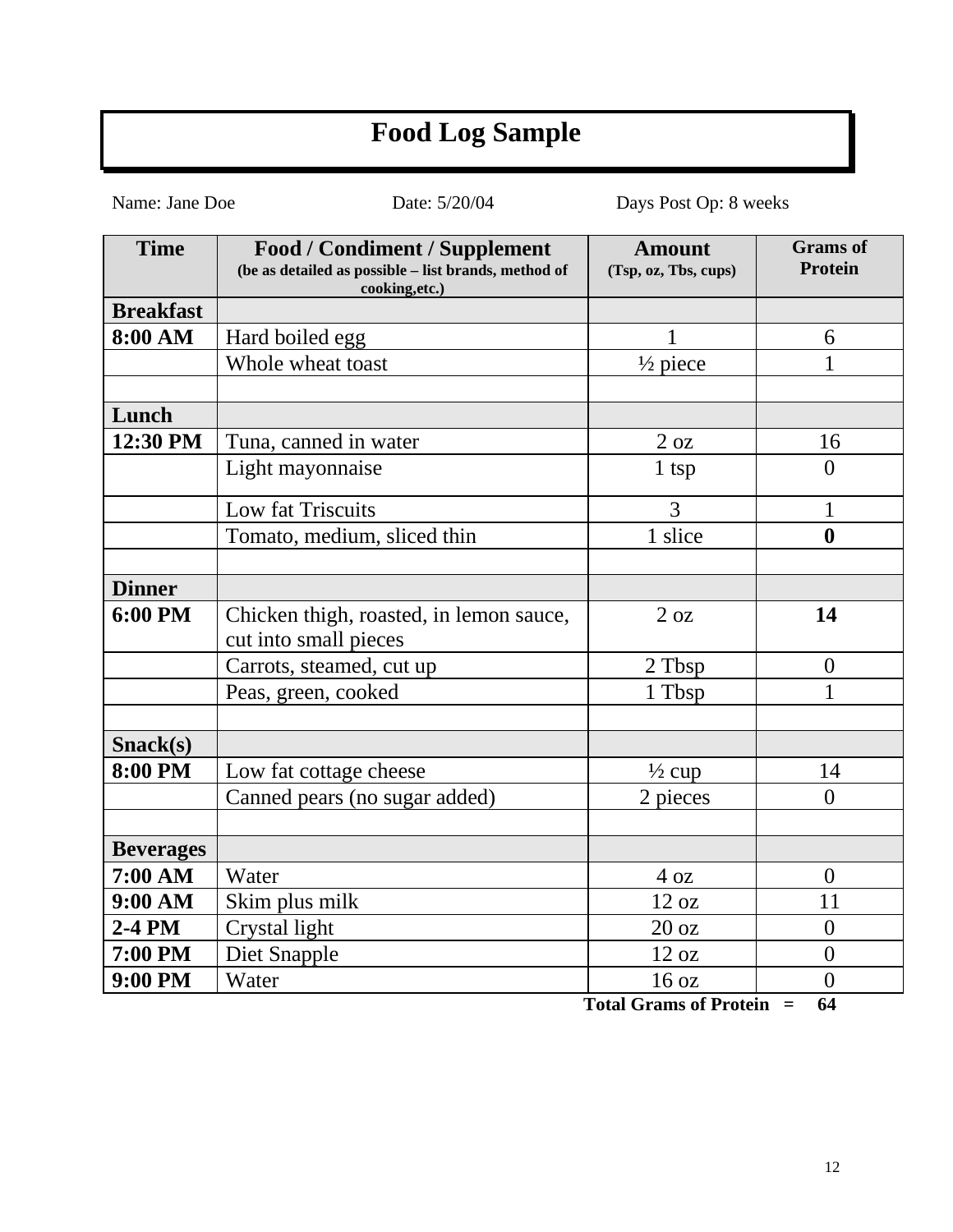# Food Log Sample

Name: Jane Doe Date: 5/20/04 Days Post Op: 8 weeks

| Time | Food / Condiment / Supplement (be as detailed as possible – list brands, method of cooking,etc.) | Amount (Tsp, oz, Tbs, cups) | Grams of Protein |
|---|---|---|---|
| **Breakfast** | | | |
| **8:00 AM** | Hard boiled egg | 1 | 6 |
| | Whole wheat toast | ½ piece | 1 |
| | | | |
| **Lunch** | | | |
| **12:30 PM** | Tuna, canned in water | 2 oz | 16 |
| | Light mayonnaise | 1 tsp | 0 |
| | Low fat Triscuits | 3 | 1 |
| | Tomato, medium, sliced thin | 1 slice | **0** |
| | | | |
| **Dinner** | | | |
| **6:00 PM** | Chicken thigh, roasted, in lemon sauce, cut into small pieces | 2 oz | **14** |
| | Carrots, steamed, cut up | 2 Tbsp | 0 |
| | Peas, green, cooked | 1 Tbsp | 1 |
| | | | |
| **Snack(s)** | | | |
| **8:00 PM** | Low fat cottage cheese | ½ cup | 14 |
| | Canned pears (no sugar added) | 2 pieces | 0 |
| | | | |
| **Beverages** | | | |
| **7:00 AM** | Water | 4 oz | 0 |
| **9:00 AM** | Skim plus milk | 12 oz | 11 |
| **2-4 PM** | Crystal light | 20 oz | 0 |
| **7:00 PM** | Diet Snapple | 12 oz | 0 |
| **9:00 PM** | Water | 16 oz | 0 |

**Total Grams of Protein = 64**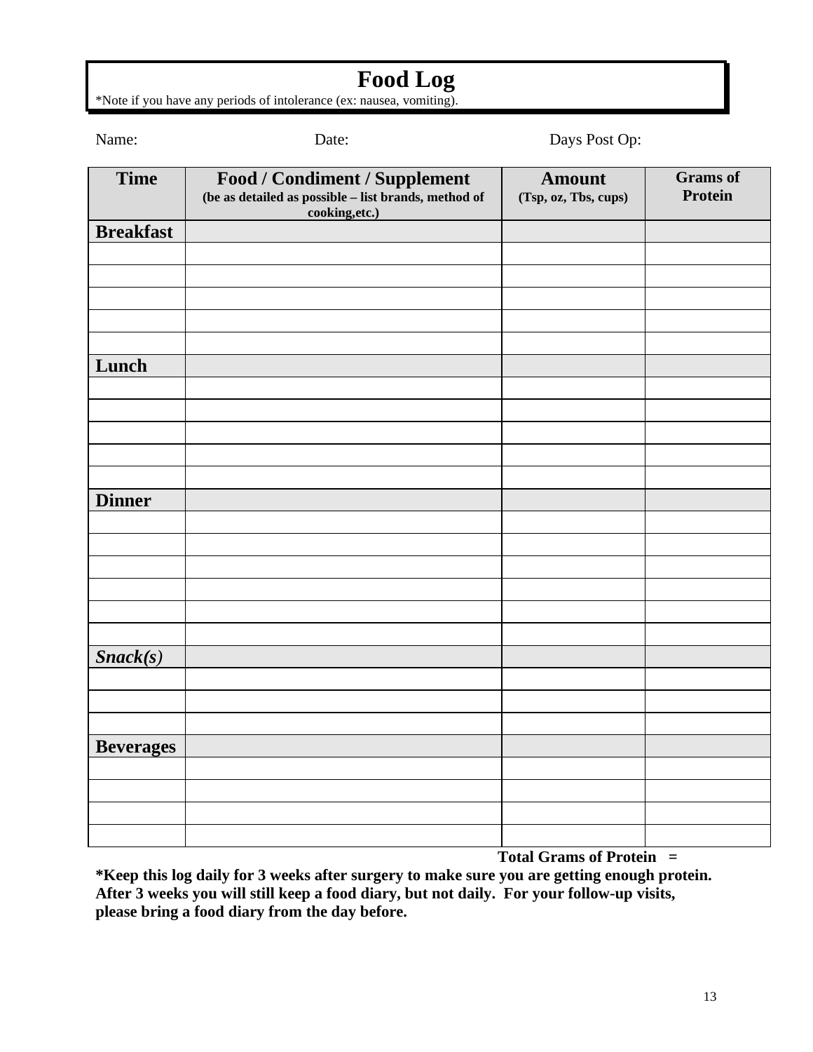# Food Log

*Note if you have any periods of intolerance (ex: nausea, vomiting).

Name: Date: Days Post Op:

| Time | Food / Condiment / Supplement<br>(be as detailed as possible – list brands, method of cooking,etc.) | Amount<br>(Tsp, oz, Tbs, cups) | Grams of Protein |
|---|---|---|---|
| **Breakfast** | | | |
| | | | |
| | | | |
| | | | |
| | | | |
| | | | |
| **Lunch** | | | |
| | | | |
| | | | |
| | | | |
| | | | |
| | | | |
| **Dinner** | | | |
| | | | |
| | | | |
| | | | |
| | | | |
| | | | |
| | | | |
| ***Snack(s)*** | | | |
| | | | |
| | | | |
| | | | |
| **Beverages** | | | |
| | | | |
| | | | |
| | | | |
| | | | |

**Total Grams of Protein =**

**\*Keep this log daily for 3 weeks after surgery to make sure you are getting enough protein. After 3 weeks you will still keep a food diary, but not daily. For your follow-up visits, please bring a food diary from the day before.**